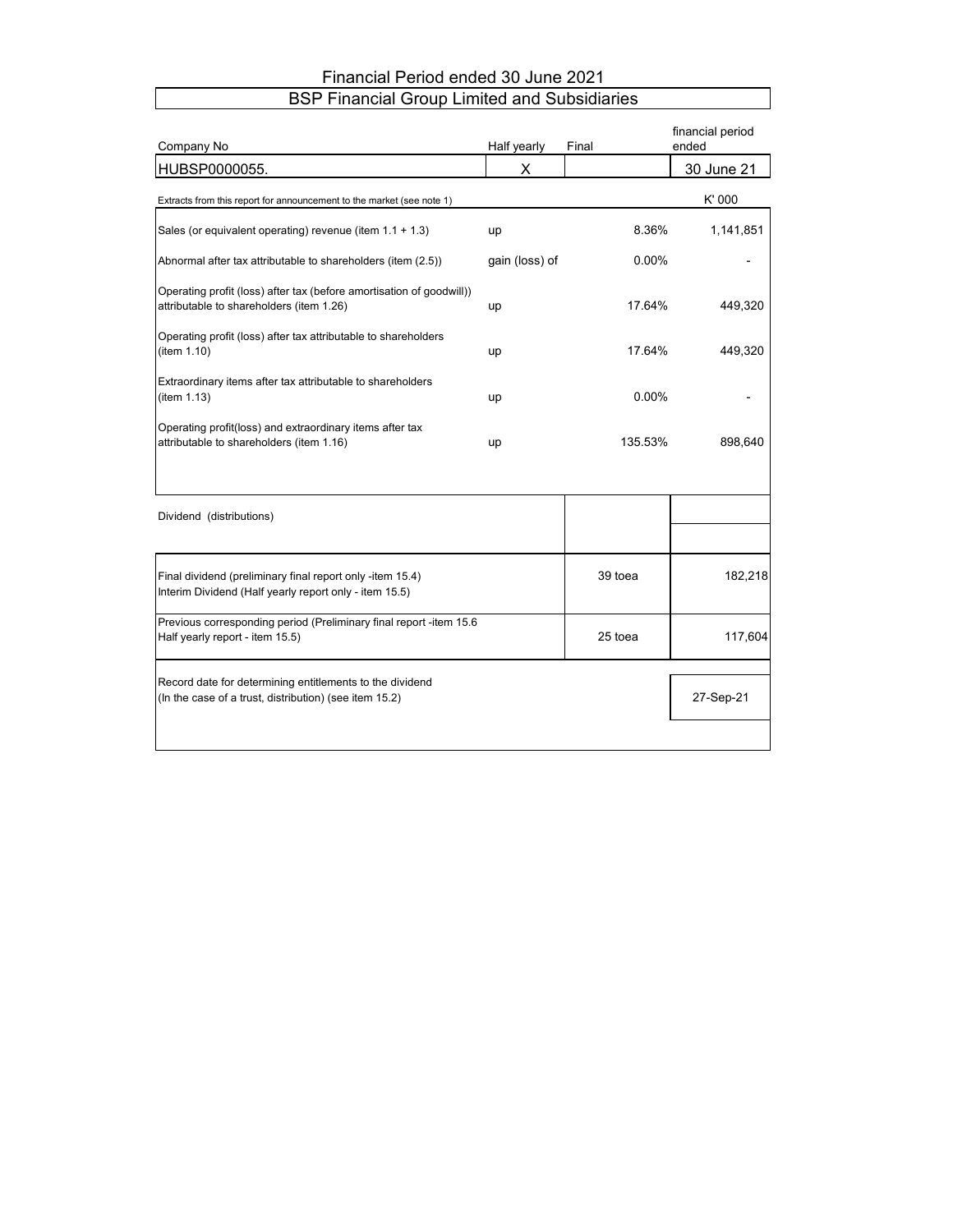# Financial Period ended 30 June 2021

## BSP Financial Group Limited and Subsidiaries

| Company No | Half yearly | Final | financial period ended |
|---|---|---|---|
| HUBSP0000055. | X | | 30 June 21 |

| Extracts from this report for announcement to the market (see note 1) | | | K' 000 |
|---|---|---|---|
| Sales (or equivalent operating) revenue (item 1.1 + 1.3) | up | 8.36% | 1,141,851 |
| Abnormal after tax attributable to shareholders (item (2.5)) | gain (loss) of | 0.00% | - |
| Operating profit (loss) after tax (before amortisation of goodwill)) attributable to shareholders (item 1.26) | up | 17.64% | 449,320 |
| Operating profit (loss) after tax attributable to shareholders (item 1.10) | up | 17.64% | 449,320 |
| Extraordinary items after tax attributable to shareholders (item 1.13) | up | 0.00% | - |
| Operating profit(loss) and extraordinary items after tax attributable to shareholders (item 1.16) | up | 135.53% | 898,640 |

| Dividend (distributions) | | |
|---|---|---|
| Final dividend (preliminary final report only -item 15.4)<br>Interim Dividend (Half yearly report only - item 15.5) | 39 toea | 182,218 |
| Previous corresponding period (Preliminary final report -item 15.6<br>Half yearly report - item 15.5) | 25 toea | 117,604 |
| Record date for determining entitlements to the dividend<br>(In the case of a trust, distribution) (see item 15.2) | | 27-Sep-21 |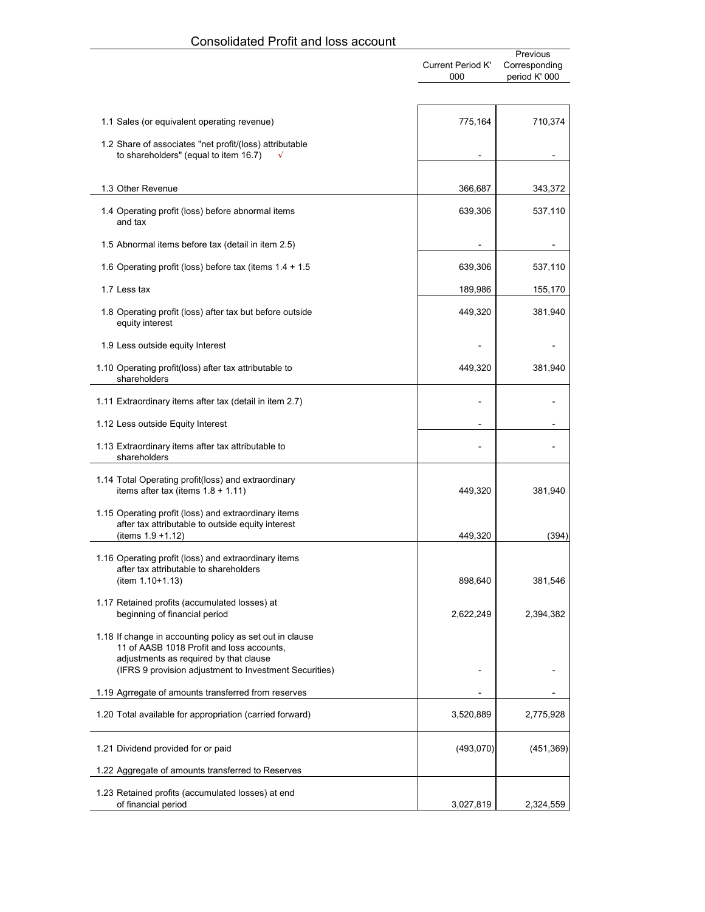## Consolidated Profit and loss account

| | Current Period K' 000 | Previous Corresponding period K' 000 |
|---|---|---|
| 1.1 Sales (or equivalent operating revenue) | 775,164 | 710,374 |
| 1.2 Share of associates "net profit/(loss) attributable to shareholders" (equal to item 16.7) √ | - | - |
| 1.3 Other Revenue | 366,687 | 343,372 |
| 1.4 Operating profit (loss) before abnormal items and tax | 639,306 | 537,110 |
| 1.5 Abnormal items before tax (detail in item 2.5) | - | - |
| 1.6 Operating profit (loss) before tax (items 1.4 + 1.5 | 639,306 | 537,110 |
| 1.7 Less tax | 189,986 | 155,170 |
| 1.8 Operating profit (loss) after tax but before outside equity interest | 449,320 | 381,940 |
| 1.9 Less outside equity Interest | - | - |
| 1.10 Operating profit(loss) after tax attributable to shareholders | 449,320 | 381,940 |
| 1.11 Extraordinary items after tax (detail in item 2.7) | - | - |
| 1.12 Less outside Equity Interest | - | - |
| 1.13 Extraordinary items after tax attributable to shareholders | - | - |
| 1.14 Total Operating profit(loss) and extraordinary items after tax (items 1.8 + 1.11) | 449,320 | 381,940 |
| 1.15 Operating profit (loss) and extraordinary items after tax attributable to outside equity interest (items 1.9 +1.12) | 449,320 | (394) |
| 1.16 Operating profit (loss) and extraordinary items after tax attributable to shareholders (item 1.10+1.13) | 898,640 | 381,546 |
| 1.17 Retained profits (accumulated losses) at beginning of financial period | 2,622,249 | 2,394,382 |
| 1.18 If change in accounting policy as set out in clause 11 of AASB 1018 Profit and loss accounts, adjustments as required by that clause (IFRS 9 provision adjustment to Investment Securities) | - | - |
| 1.19 Agrregate of amounts transferred from reserves | - | - |
| 1.20 Total available for appropriation (carried forward) | 3,520,889 | 2,775,928 |
| 1.21 Dividend provided for or paid | (493,070) | (451,369) |
| 1.22 Aggregate of amounts transferred to Reserves | | |
| 1.23 Retained profits (accumulated losses) at end of financial period | 3,027,819 | 2,324,559 |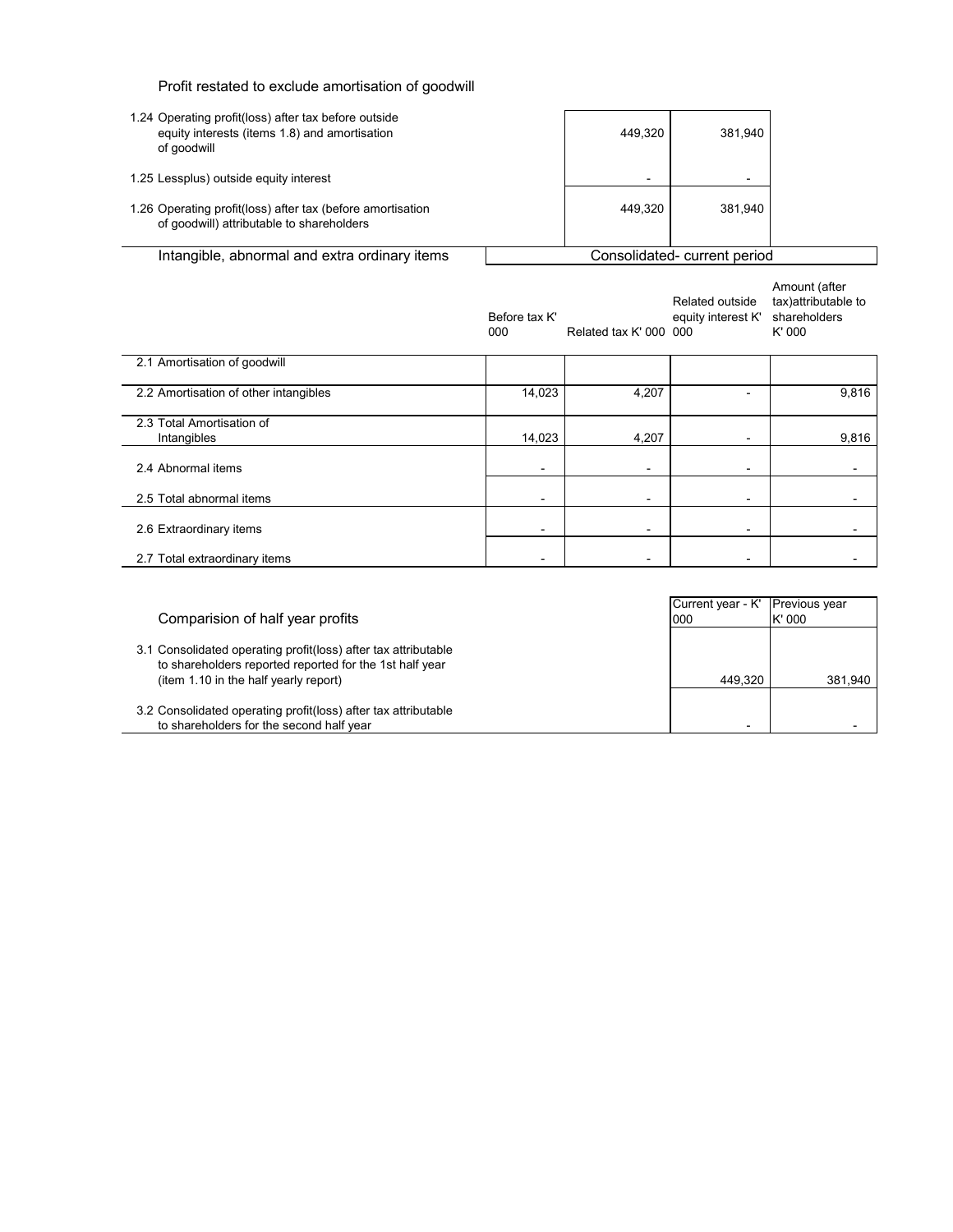## Profit restated to exclude amortisation of goodwill

| | | |
|---|---|---|
| 1.24 Operating profit(loss) after tax before outside equity interests (items 1.8) and amortisation of goodwill | 449,320 | 381,940 |
| 1.25 Lessplus) outside equity interest | - | - |
| 1.26 Operating profit(loss) after tax (before amortisation of goodwill) attributable to shareholders | 449,320 | 381,940 |

## Intangible, abnormal and extra ordinary items

| | Consolidated- current period | | | |
|---|---|---|---|---|
| | Before tax K' 000 | Related tax K' 000 | Related outside equity interest K' 000 | Amount (after tax)attributable to shareholders K' 000 |
| 2.1 Amortisation of goodwill | | | | |
| 2.2 Amortisation of other intangibles | 14,023 | 4,207 | - | 9,816 |
| 2.3 Total Amortisation of Intangibles | 14,023 | 4,207 | - | 9,816 |
| 2.4 Abnormal items | - | - | - | - |
| 2.5 Total abnormal items | - | - | - | - |
| 2.6 Extraordinary items | - | - | - | - |
| 2.7 Total extraordinary items | - | - | - | - |

## Comparision of half year profits

| | Current year - K' 000 | Previous year K' 000 |
|---|---|---|
| 3.1 Consolidated operating profit(loss) after tax attributable to shareholders reported reported for the 1st half year (item 1.10 in the half yearly report) | 449,320 | 381,940 |
| 3.2 Consolidated operating profit(loss) after tax attributable to shareholders for the second half year | - | - |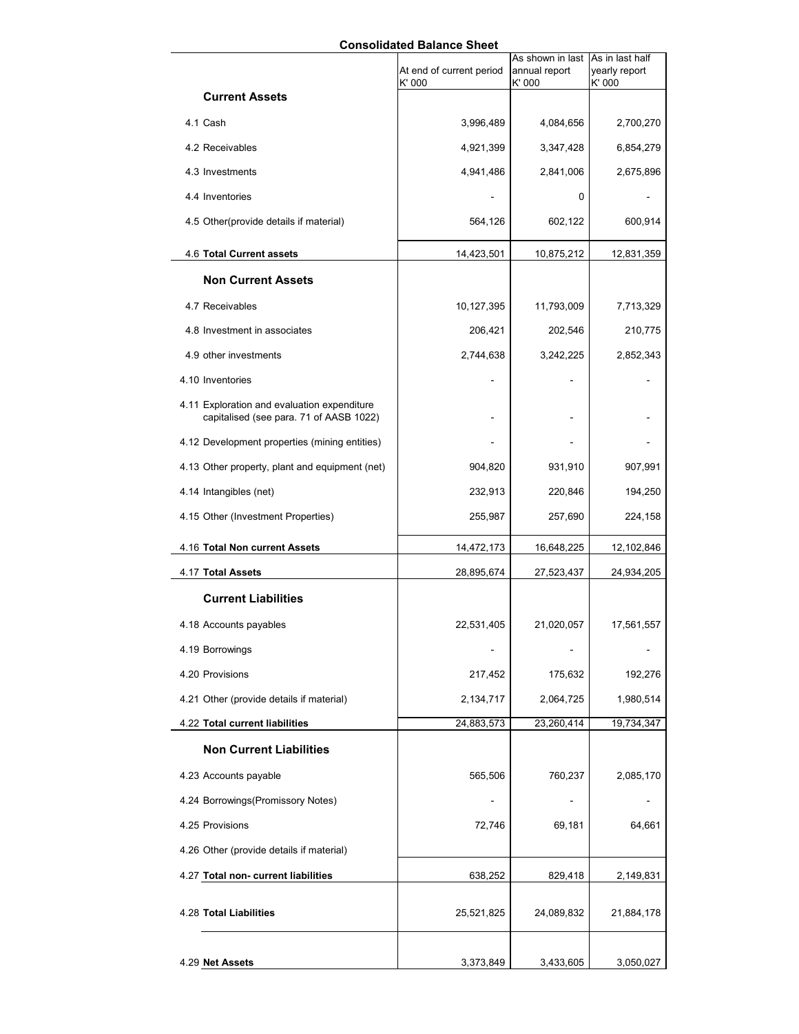# Consolidated Balance Sheet

| | At end of current period K' 000 | As shown in last annual report K' 000 | As in last half yearly report K' 000 |
|---|---|---|---|
| **Current Assets** | | | |
| 4.1 Cash | 3,996,489 | 4,084,656 | 2,700,270 |
| 4.2 Receivables | 4,921,399 | 3,347,428 | 6,854,279 |
| 4.3 Investments | 4,941,486 | 2,841,006 | 2,675,896 |
| 4.4 Inventories | - | 0 | - |
| 4.5 Other(provide details if material) | 564,126 | 602,122 | 600,914 |
| 4.6 **Total Current assets** | 14,423,501 | 10,875,212 | 12,831,359 |
| **Non Current Assets** | | | |
| 4.7 Receivables | 10,127,395 | 11,793,009 | 7,713,329 |
| 4.8 Investment in associates | 206,421 | 202,546 | 210,775 |
| 4.9 other investments | 2,744,638 | 3,242,225 | 2,852,343 |
| 4.10 Inventories | - | - | - |
| 4.11 Exploration and evaluation expenditure capitalised (see para. 71 of AASB 1022) | - | - | - |
| 4.12 Development properties (mining entities) | - | - | - |
| 4.13 Other property, plant and equipment (net) | 904,820 | 931,910 | 907,991 |
| 4.14 Intangibles (net) | 232,913 | 220,846 | 194,250 |
| 4.15 Other (Investment Properties) | 255,987 | 257,690 | 224,158 |
| 4.16 **Total Non current Assets** | 14,472,173 | 16,648,225 | 12,102,846 |
| 4.17 **Total Assets** | 28,895,674 | 27,523,437 | 24,934,205 |
| **Current Liabilities** | | | |
| 4.18 Accounts payables | 22,531,405 | 21,020,057 | 17,561,557 |
| 4.19 Borrowings | - | - | - |
| 4.20 Provisions | 217,452 | 175,632 | 192,276 |
| 4.21 Other (provide details if material) | 2,134,717 | 2,064,725 | 1,980,514 |
| 4.22 **Total current liabilities** | 24,883,573 | 23,260,414 | 19,734,347 |
| **Non Current Liabilities** | | | |
| 4.23 Accounts payable | 565,506 | 760,237 | 2,085,170 |
| 4.24 Borrowings(Promissory Notes) | - | - | - |
| 4.25 Provisions | 72,746 | 69,181 | 64,661 |
| 4.26 Other (provide details if material) | | | |
| 4.27 **Total non- current liabilities** | 638,252 | 829,418 | 2,149,831 |
| 4.28 **Total Liabilities** | 25,521,825 | 24,089,832 | 21,884,178 |
| 4.29 **Net Assets** | 3,373,849 | 3,433,605 | 3,050,027 |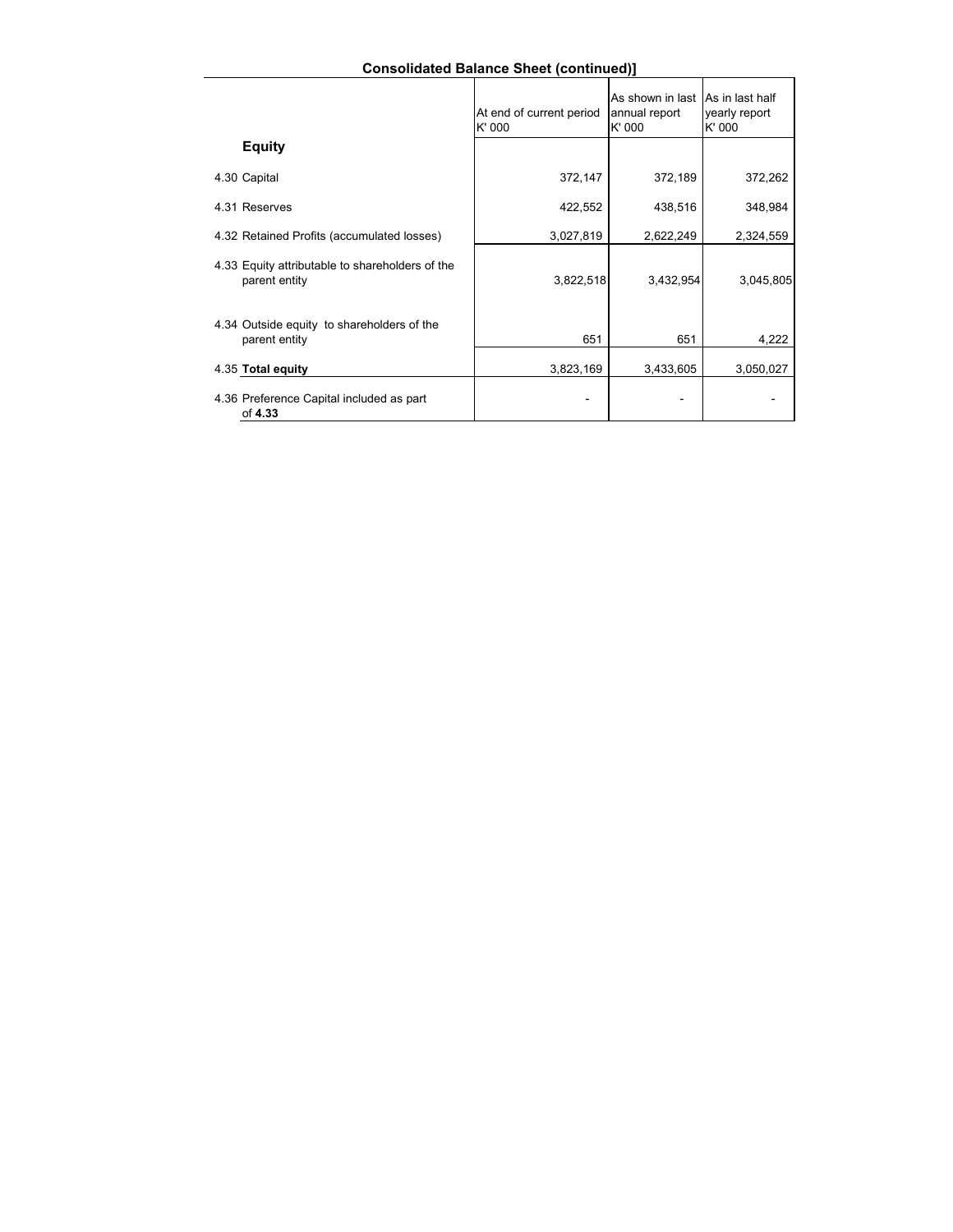**Consolidated Balance Sheet (continued)]**

| | At end of current period K' 000 | As shown in last annual report K' 000 | As in last half yearly report K' 000 |
|---|---|---|---|
| **Equity** | | | |
| 4.30 Capital | 372,147 | 372,189 | 372,262 |
| 4.31 Reserves | 422,552 | 438,516 | 348,984 |
| 4.32 Retained Profits (accumulated losses) | 3,027,819 | 2,622,249 | 2,324,559 |
| 4.33 Equity attributable to shareholders of the parent entity | 3,822,518 | 3,432,954 | 3,045,805 |
| 4.34 Outside equity to shareholders of the parent entity | 651 | 651 | 4,222 |
| 4.35 **Total equity** | 3,823,169 | 3,433,605 | 3,050,027 |
| 4.36 Preference Capital included as part of **4.33** | - | - | - |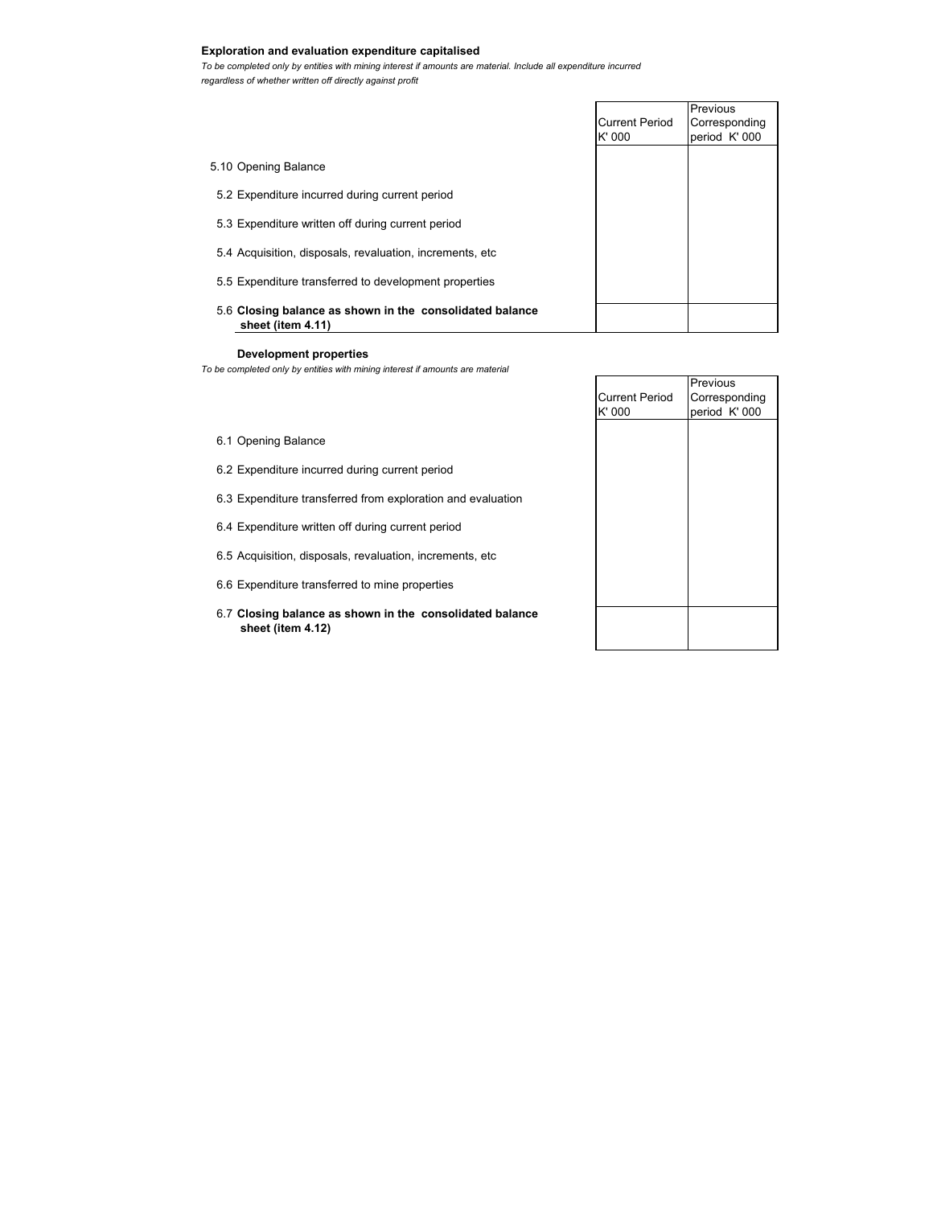**Exploration and evaluation expenditure capitalised**

*To be completed only by entities with mining interest if amounts are material. Include all expenditure incurred regardless of whether written off directly against profit*

| | Current Period K' 000 | Previous Corresponding period K' 000 |
|---|---|---|
| 5.10 Opening Balance | | |
| 5.2 Expenditure incurred during current period | | |
| 5.3 Expenditure written off during current period | | |
| 5.4 Acquisition, disposals, revaluation, increments, etc | | |
| 5.5 Expenditure transferred to development properties | | |
| 5.6 **Closing balance as shown in the consolidated balance sheet (item 4.11)** | | |

**Development properties**

*To be completed only by entities with mining interest if amounts are material*

| | Current Period K' 000 | Previous Corresponding period K' 000 |
|---|---|---|
| 6.1 Opening Balance | | |
| 6.2 Expenditure incurred during current period | | |
| 6.3 Expenditure transferred from exploration and evaluation | | |
| 6.4 Expenditure written off during current period | | |
| 6.5 Acquisition, disposals, revaluation, increments, etc | | |
| 6.6 Expenditure transferred to mine properties | | |
| 6.7 **Closing balance as shown in the consolidated balance sheet (item 4.12)** | | |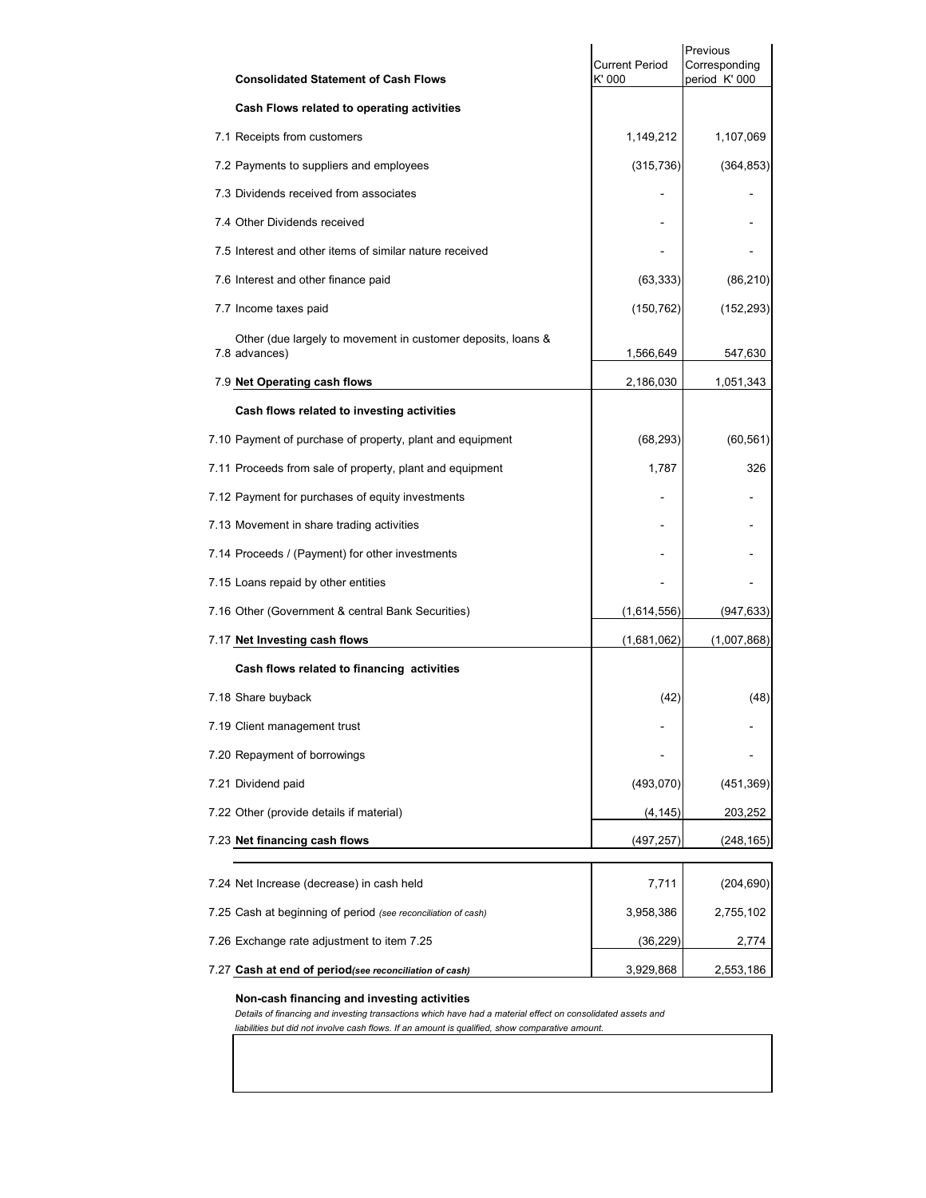| Consolidated Statement of Cash Flows | Current Period K' 000 | Previous Corresponding period K' 000 |
|---|---|---|
| **Cash Flows related to operating activities** | | |
| 7.1 Receipts from customers | 1,149,212 | 1,107,069 |
| 7.2 Payments to suppliers and employees | (315,736) | (364,853) |
| 7.3 Dividends received from associates | - | - |
| 7.4 Other Dividends received | - | - |
| 7.5 Interest and other items of similar nature received | - | - |
| 7.6 Interest and other finance paid | (63,333) | (86,210) |
| 7.7 Income taxes paid | (150,762) | (152,293) |
| 7.8 Other (due largely to movement in customer deposits, loans & advances) | 1,566,649 | 547,630 |
| 7.9 **Net Operating cash flows** | 2,186,030 | 1,051,343 |
| **Cash flows related to investing activities** | | |
| 7.10 Payment of purchase of property, plant and equipment | (68,293) | (60,561) |
| 7.11 Proceeds from sale of property, plant and equipment | 1,787 | 326 |
| 7.12 Payment for purchases of equity investments | - | - |
| 7.13 Movement in share trading activities | - | - |
| 7.14 Proceeds / (Payment) for other investments | - | - |
| 7.15 Loans repaid by other entities | - | - |
| 7.16 Other (Government & central Bank Securities) | (1,614,556) | (947,633) |
| 7.17 **Net Investing cash flows** | (1,681,062) | (1,007,868) |
| **Cash flows related to financing activities** | | |
| 7.18 Share buyback | (42) | (48) |
| 7.19 Client management trust | - | - |
| 7.20 Repayment of borrowings | - | - |
| 7.21 Dividend paid | (493,070) | (451,369) |
| 7.22 Other (provide details if material) | (4,145) | 203,252 |
| 7.23 **Net financing cash flows** | (497,257) | (248,165) |
| 7.24 Net Increase (decrease) in cash held | 7,711 | (204,690) |
| 7.25 Cash at beginning of period *(see reconciliation of cash)* | 3,958,386 | 2,755,102 |
| 7.26 Exchange rate adjustment to item 7.25 | (36,229) | 2,774 |
| 7.27 **Cash at end of period** *(see reconciliation of cash)* | 3,929,868 | 2,553,186 |

**Non-cash financing and investing activities**

*Details of financing and investing transactions which have had a material effect on consolidated assets and liabilities but did not involve cash flows. If an amount is qualified, show comparative amount.*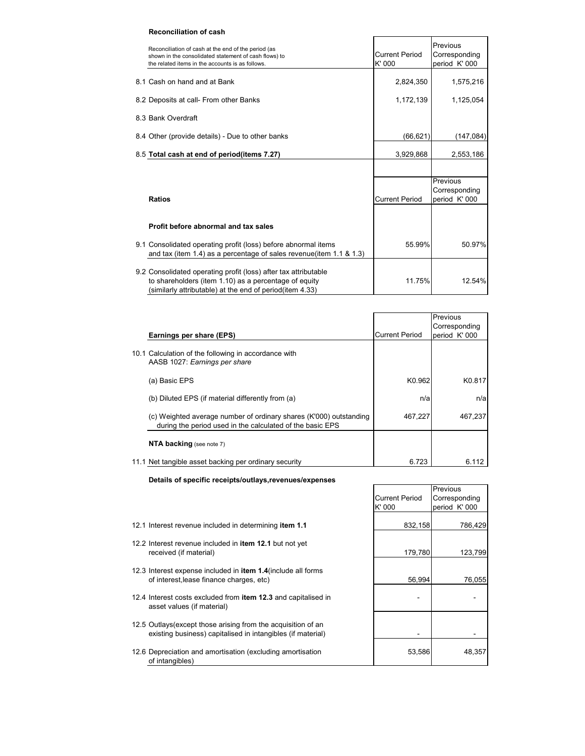**Reconciliation of cash**

| Reconciliation of cash at the end of the period (as shown in the consolidated statement of cash flows) to the related items in the accounts is as follows. | Current Period K' 000 | Previous Corresponding period K' 000 |
|---|---|---|
| 8.1 Cash on hand and at Bank | 2,824,350 | 1,575,216 |
| 8.2 Deposits at call- From other Banks | 1,172,139 | 1,125,054 |
| 8.3 Bank Overdraft | | |
| 8.4 Other (provide details) - Due to other banks | (66,621) | (147,084) |
| 8.5 **Total cash at end of period(items 7.27)** | 3,929,868 | 2,553,186 |

| **Ratios** | Current Period | Previous Corresponding period K' 000 |
|---|---|---|
| **Profit before abnormal and tax sales** | | |
| 9.1 Consolidated operating profit (loss) before abnormal items and tax (item 1.4) as a percentage of sales revenue(item 1.1 & 1.3) | 55.99% | 50.97% |
| 9.2 Consolidated operating profit (loss) after tax attributable to shareholders (item 1.10) as a percentage of equity (similarly attributable) at the end of period(item 4.33) | 11.75% | 12.54% |

| **Earnings per share (EPS)** | Current Period | Previous Corresponding period K' 000 |
|---|---|---|
| 10.1 Calculation of the following in accordance with AASB 1027: *Earnings per share* | | |
| (a) Basic EPS | K0.962 | K0.817 |
| (b) Diluted EPS (if material differently from (a) | n/a | n/a |
| (c) Weighted average number of ordinary shares (K'000) outstanding during the period used in the calculated of the basic EPS | 467,227 | 467,237 |
| **NTA backing** (see note 7) | | |
| 11.1 Net tangible asset backing per ordinary security | 6.723 | 6.112 |

**Details of specific receipts/outlays,revenues/expenses**

| | Current Period K' 000 | Previous Corresponding period K' 000 |
|---|---|---|
| 12.1 Interest revenue included in determining **item 1.1** | 832,158 | 786,429 |
| 12.2 Interest revenue included in **item 12.1** but not yet received (if material) | 179,780 | 123,799 |
| 12.3 Interest expense included in **item 1.4**(include all forms of interest,lease finance charges, etc) | 56,994 | 76,055 |
| 12.4 Interest costs excluded from **item 12.3** and capitalised in asset values (if material) | - | - |
| 12.5 Outlays(except those arising from the acquisition of an existing business) capitalised in intangibles (if material) | - | - |
| 12.6 Depreciation and amortisation (excluding amortisation of intangibles) | 53,586 | 48,357 |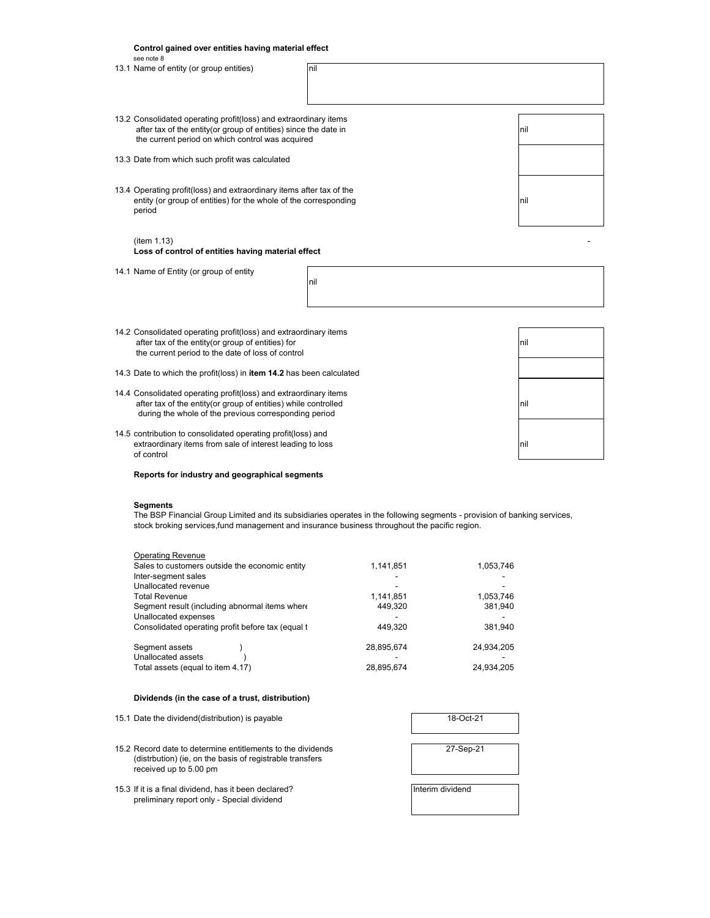**Control gained over entities having material effect**

see note 8

| | | |
|---|---|---|
| 13.1 | Name of entity (or group entities) | nil |
| 13.2 | Consolidated operating profit(loss) and extraordinary items after tax of the entity(or group of entities) since the date in the current period on which control was acquired | nil |
| 13.3 | Date from which such profit was calculated | |
| 13.4 | Operating profit(loss) and extraordinary items after tax of the entity (or group of entities) for the whole of the corresponding period | nil |

(item 1.13) -

**Loss of control of entities having material effect**

| | | |
|---|---|---|
| 14.1 | Name of Entity (or group of entity | nil |
| 14.2 | Consolidated operating profit(loss) and extraordinary items after tax of the entity(or group of entities) for the current period to the date of loss of control | nil |
| 14.3 | Date to which the profit(loss) in **item 14.2** has been calculated | |
| 14.4 | Consolidated operating profit(loss) and extraordinary items after tax of the entity(or group of entities) while controlled during the whole of the previous corresponding period | nil |
| 14.5 | contribution to consolidated operating profit(loss) and extraordinary items from sale of interest leading to loss of control | nil |

**Reports for industry and geographical segments**

**Segments**

The BSP Financial Group Limited and its subsidiaries operates in the following segments - provision of banking services, stock broking services,fund management and insurance business throughout the pacific region.

| Operating Revenue | | |
|---|---|---|
| Sales to customers outside the economic entity | 1,141,851 | 1,053,746 |
| Inter-segment sales | - | - |
| Unallocated revenue | - | - |
| Total Revenue | 1,141,851 | 1,053,746 |
| Segment result (including abnormal items where | 449,320 | 381,940 |
| Unallocated expenses | - | - |
| Consolidated operating profit before tax (equal t | 449,320 | 381,940 |
| | | |
| Segment assets ) | 28,895,674 | 24,934,205 |
| Unallocated assets ) | - | - |
| Total assets (equal to item 4.17) | 28,895,674 | 24,934,205 |

**Dividends (in the case of a trust, distribution)**

| | | |
|---|---|---|
| 15.1 | Date the dividend(distribution) is payable | 18-Oct-21 |
| 15.2 | Record date to determine entitlements to the dividends (distrbution) (ie, on the basis of registrable transfers received up to 5.00 pm | 27-Sep-21 |
| 15.3 | If it is a final dividend, has it been declared? preliminary report only - Special dividend | Interim dividend |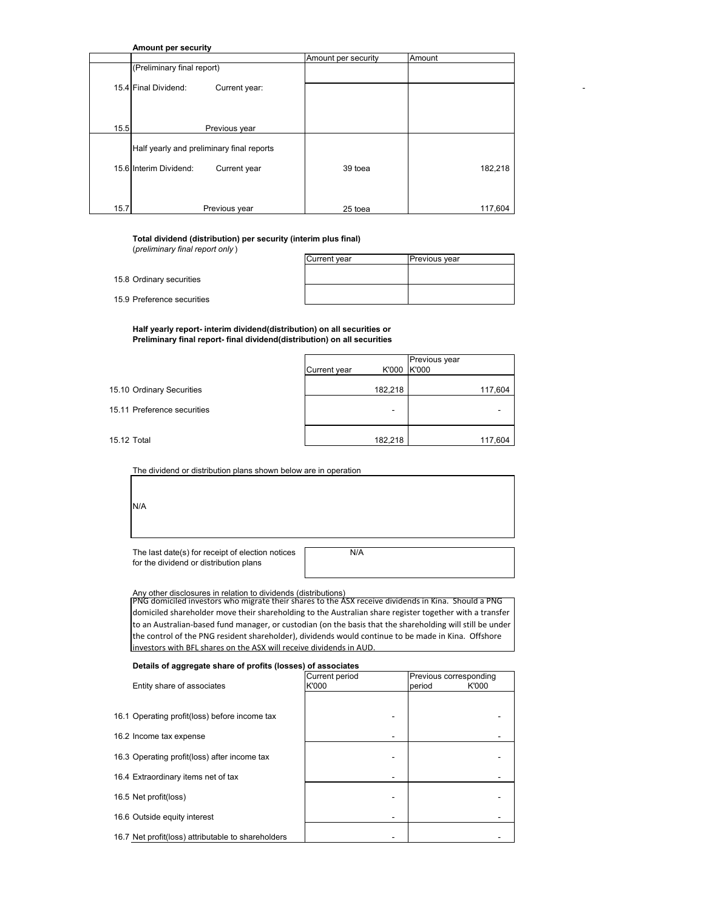**Amount per security**

| | | Amount per security | Amount |
|---|---|---|---|
| | (Preliminary final report) | | |
| 15.4 | Final Dividend: Current year: | | |
| 15.5 | Previous year | | |
| | Half yearly and preliminary final reports | | |
| 15.6 | Interim Dividend: Current year | 39 toea | 182,218 |
| 15.7 | Previous year | 25 toea | 117,604 |

-

**Total dividend (distribution) per security (interim plus final)**
(*preliminary final report only* )

| | Current year | Previous year |
|---|---|---|
| 15.8 Ordinary securities | | |
| 15.9 Preference securities | | |

**Half yearly report- interim dividend(distribution) on all securities or Preliminary final report- final dividend(distribution) on all securities**

| | Current year K'000 | Previous year K'000 |
|---|---|---|
| 15.10 Ordinary Securities | 182,218 | 117,604 |
| 15.11 Preference securities | - | - |
| 15.12 Total | 182,218 | 117,604 |

The dividend or distribution plans shown below are in operation

N/A

| The last date(s) for receipt of election notices for the dividend or distribution plans | N/A |
|---|---|

Any other disclosures in relation to dividends (distributions)

PNG domiciled investors who migrate their shares to the ASX receive dividends in Kina. Should a PNG domiciled shareholder move their shareholding to the Australian share register together with a transfer to an Australian-based fund manager, or custodian (on the basis that the shareholding will still be under the control of the PNG resident shareholder), dividends would continue to be made in Kina. Offshore investors with BFL shares on the ASX will receive dividends in AUD.

**Details of aggregate share of profits (losses) of associates**

| Entity share of associates | Current period K'000 | Previous corresponding period K'000 |
|---|---|---|
| 16.1 Operating profit(loss) before income tax | - | - |
| 16.2 Income tax expense | - | - |
| 16.3 Operating profit(loss) after income tax | - | - |
| 16.4 Extraordinary items net of tax | - | - |
| 16.5 Net profit(loss) | - | - |
| 16.6 Outside equity interest | - | - |
| 16.7 Net profit(loss) attributable to shareholders | - | - |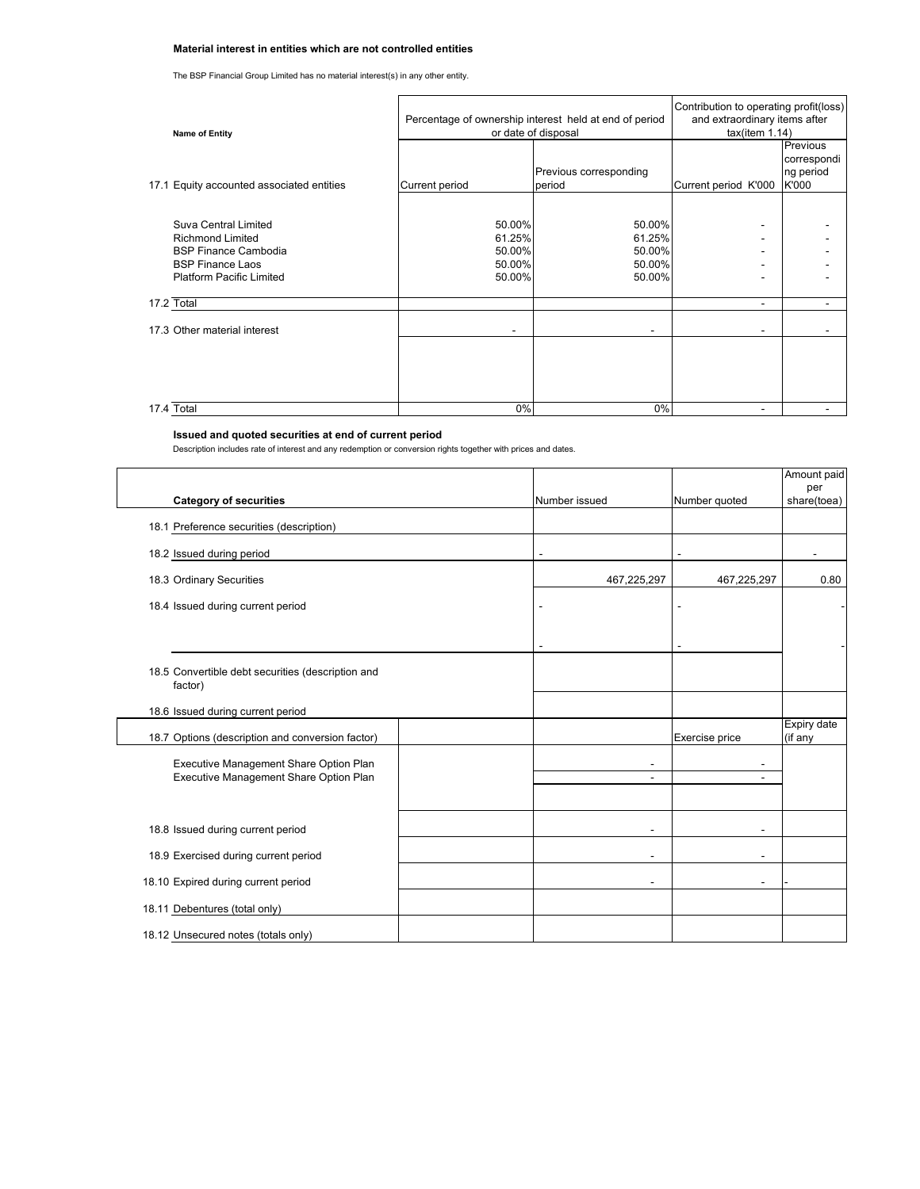**Material interest in entities which are not controlled entities**

The BSP Financial Group Limited has no material interest(s) in any other entity.

| Name of Entity | Percentage of ownership interest held at end of period or date of disposal | | Contribution to operating profit(loss) and extraordinary items after tax(item 1.14) | |
|---|---|---|---|---|
| 17.1 Equity accounted associated entities | Current period | Previous corresponding period | Current period K'000 | Previous corresponding period K'000 |
| Suva Central Limited | 50.00% | 50.00% | - | - |
| Richmond Limited | 61.25% | 61.25% | - | - |
| BSP Finance Cambodia | 50.00% | 50.00% | - | - |
| BSP Finance Laos | 50.00% | 50.00% | - | - |
| Platform Pacific Limited | 50.00% | 50.00% | - | - |
| 17.2 Total | | | - | - |
| 17.3 Other material interest | - | - | - | - |
| 17.4 Total | 0% | 0% | - | - |

**Issued and quoted securities at end of current period**

Description includes rate of interest and any redemption or conversion rights together with prices and dates.

| Category of securities | | Number issued | Number quoted | Amount paid per share(toea) |
|---|---|---|---|---|
| 18.1 Preference securities (description) | | | | |
| 18.2 Issued during period | | - | - | - |
| 18.3 Ordinary Securities | | 467,225,297 | 467,225,297 | 0.80 |
| 18.4 Issued during current period | | - | - | - |
| | | - | - | - |
| 18.5 Convertible debt securities (description and factor) | | | | |
| 18.6 Issued during current period | | | | |
| 18.7 Options (description and conversion factor) | | | Exercise price | Expiry date (if any |
| Executive Management Share Option Plan | | - | - | |
| Executive Management Share Option Plan | | - | - | |
| 18.8 Issued during current period | | - | - | |
| 18.9 Exercised during current period | | - | - | |
| 18.10 Expired during current period | | - | - | - |
| 18.11 Debentures (total only) | | | | |
| 18.12 Unsecured notes (totals only) | | | | |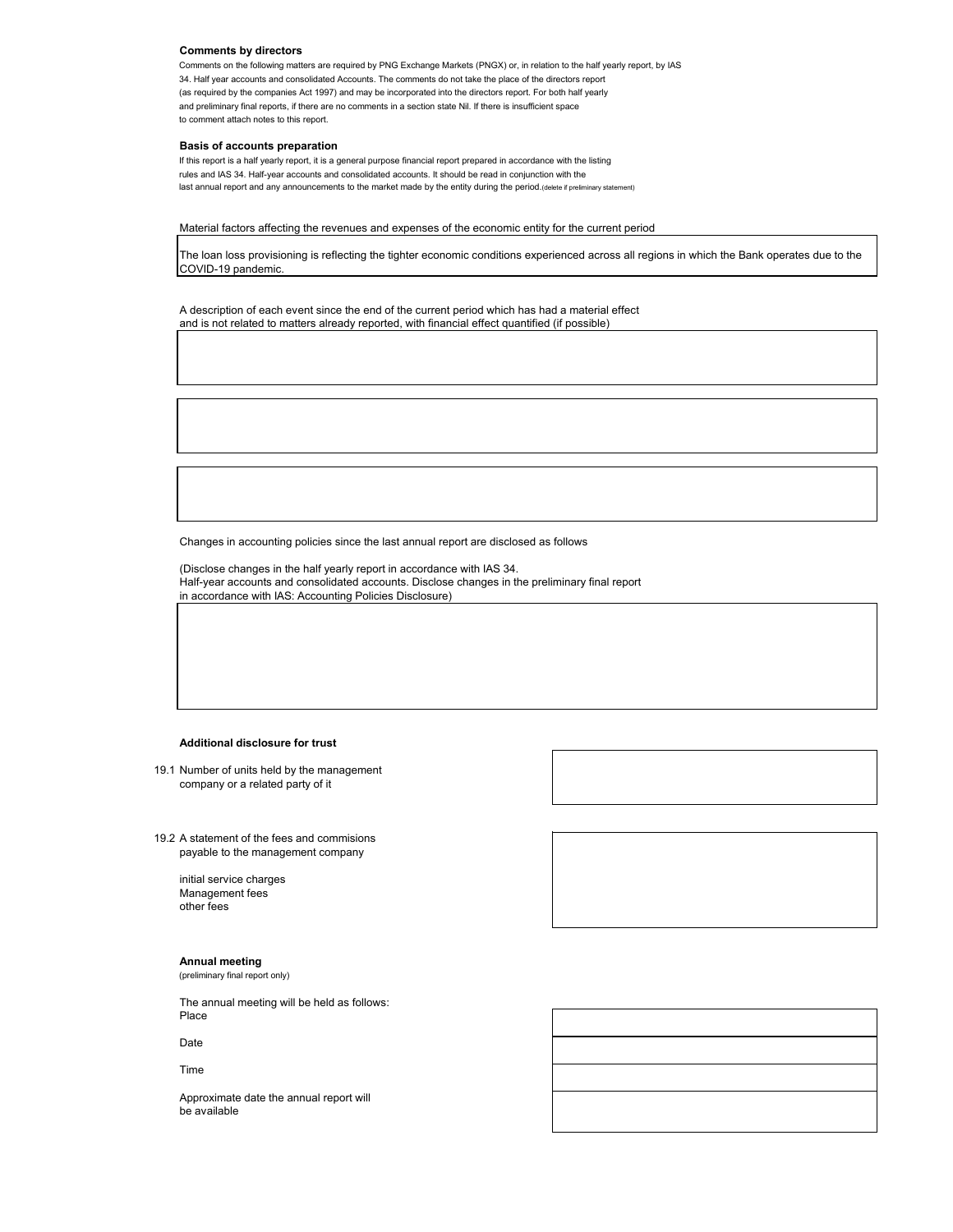**Comments by directors**

Comments on the following matters are required by PNG Exchange Markets (PNGX) or, in relation to the half yearly report, by IAS 34. Half year accounts and consolidated Accounts. The comments do not take the place of the directors report (as required by the companies Act 1997) and may be incorporated into the directors report. For both half yearly and preliminary final reports, if there are no comments in a section state Nil. If there is insufficient space to comment attach notes to this report.

**Basis of accounts preparation**

If this report is a half yearly report, it is a general purpose financial report prepared in accordance with the listing rules and IAS 34. Half-year accounts and consolidated accounts. It should be read in conjunction with the last annual report and any announcements to the market made by the entity during the period.(delete if preliminary statement)

Material factors affecting the revenues and expenses of the economic entity for the current period

The loan loss provisioning is reflecting the tighter economic conditions experienced across all regions in which the Bank operates due to the COVID-19 pandemic.

A description of each event since the end of the current period which has had a material effect and is not related to matters already reported, with financial effect quantified (if possible)

Changes in accounting policies since the last annual report are disclosed as follows

(Disclose changes in the half yearly report in accordance with IAS 34.
Half-year accounts and consolidated accounts. Disclose changes in the preliminary final report in accordance with IAS: Accounting Policies Disclosure)

**Additional disclosure for trust**

19.1 Number of units held by the management company or a related party of it

19.2 A statement of the fees and commisions payable to the management company

initial service charges
Management fees
other fees

**Annual meeting**
(preliminary final report only)

The annual meeting will be held as follows:

Place

Date

Time

Approximate date the annual report will be available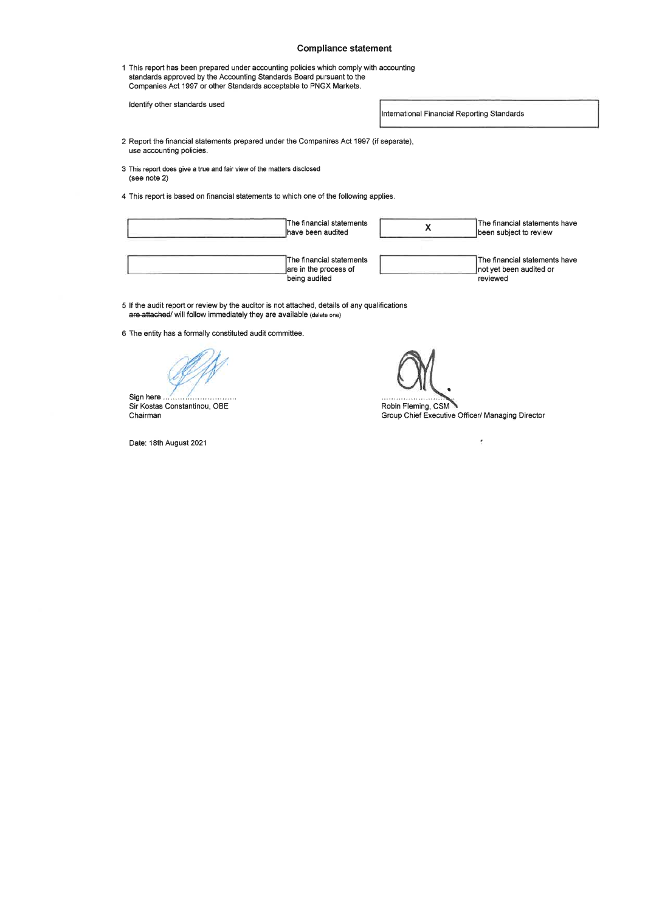## Compliance statement

1 This report has been prepared under accounting policies which comply with accounting standards approved by the Accounting Standards Board pursuant to the Companies Act 1997 or other Standards acceptable to PNGX Markets.

Identify other standards used

| |
|---|
| International Financial Reporting Standards |

2 Report the financial statements prepared under the Companires Act 1997 (if separate), use accounting policies.

3 This report does give a true and fair view of the matters disclosed (see note 2)

4 This report is based on financial statements to which one of the following applies.

| | | | |
|---|---|---|---|
| | The financial statements have been audited | X | The financial statements have been subject to review |
| | The financial statements are in the process of being audited | | The financial statements have not yet been audited or reviewed |

5 If the audit report or review by the auditor is not attached, details of any qualifications ~~are attached~~/ will follow immediately they are available (delete one)

6 The entity has a formally constituted audit committee.

Sign here ..............................
Sir Kostas Constantinou, OBE
Chairman

..............................
Robin Fleming, CSM
Group Chief Executive Officer/ Managing Director

Date: 18th August 2021